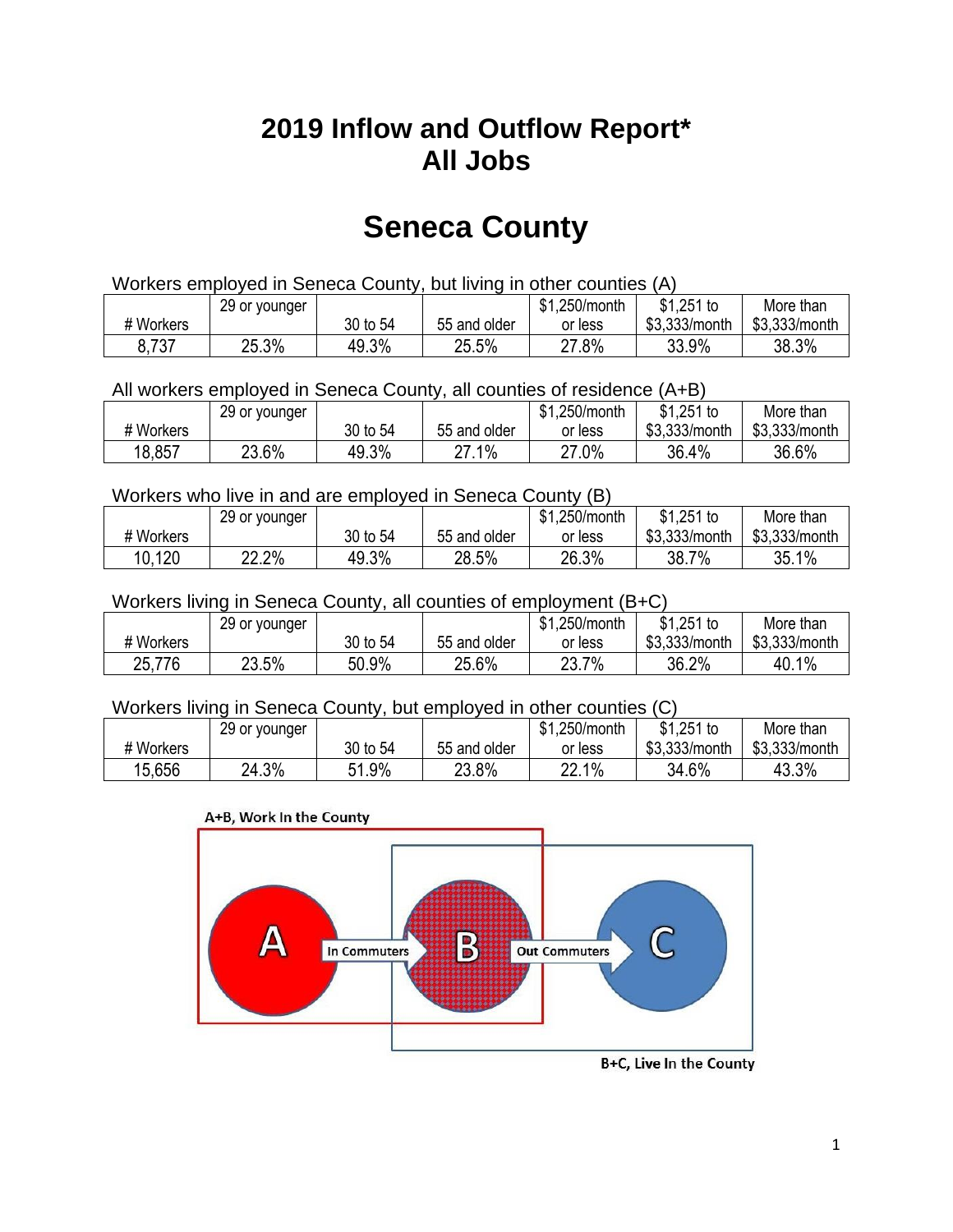# 2019 Inflow and Outflow Report*
# All Jobs

# Seneca County

Workers employed in Seneca County, but living in other counties (A)

| # Workers | 29 or younger | 30 to 54 | 55 and older | $1,250/month or less | $1,251 to $3,333/month | More than $3,333/month |
|---|---|---|---|---|---|---|
| 8,737 | 25.3% | 49.3% | 25.5% | 27.8% | 33.9% | 38.3% |

All workers employed in Seneca County, all counties of residence (A+B)

| # Workers | 29 or younger | 30 to 54 | 55 and older | $1,250/month or less | $1,251 to $3,333/month | More than $3,333/month |
|---|---|---|---|---|---|---|
| 18,857 | 23.6% | 49.3% | 27.1% | 27.0% | 36.4% | 36.6% |

Workers who live in and are employed in Seneca County (B)

| # Workers | 29 or younger | 30 to 54 | 55 and older | $1,250/month or less | $1,251 to $3,333/month | More than $3,333/month |
|---|---|---|---|---|---|---|
| 10,120 | 22.2% | 49.3% | 28.5% | 26.3% | 38.7% | 35.1% |

Workers living in Seneca County, all counties of employment (B+C)

| # Workers | 29 or younger | 30 to 54 | 55 and older | $1,250/month or less | $1,251 to $3,333/month | More than $3,333/month |
|---|---|---|---|---|---|---|
| 25,776 | 23.5% | 50.9% | 25.6% | 23.7% | 36.2% | 40.1% |

Workers living in Seneca County, but employed in other counties (C)

| # Workers | 29 or younger | 30 to 54 | 55 and older | $1,250/month or less | $1,251 to $3,333/month | More than $3,333/month |
|---|---|---|---|---|---|---|
| 15,656 | 24.3% | 51.9% | 23.8% | 22.1% | 34.6% | 43.3% |

A+B, Work In the County

A → In Commuters → B → Out Commuters → C

B+C, Live In the County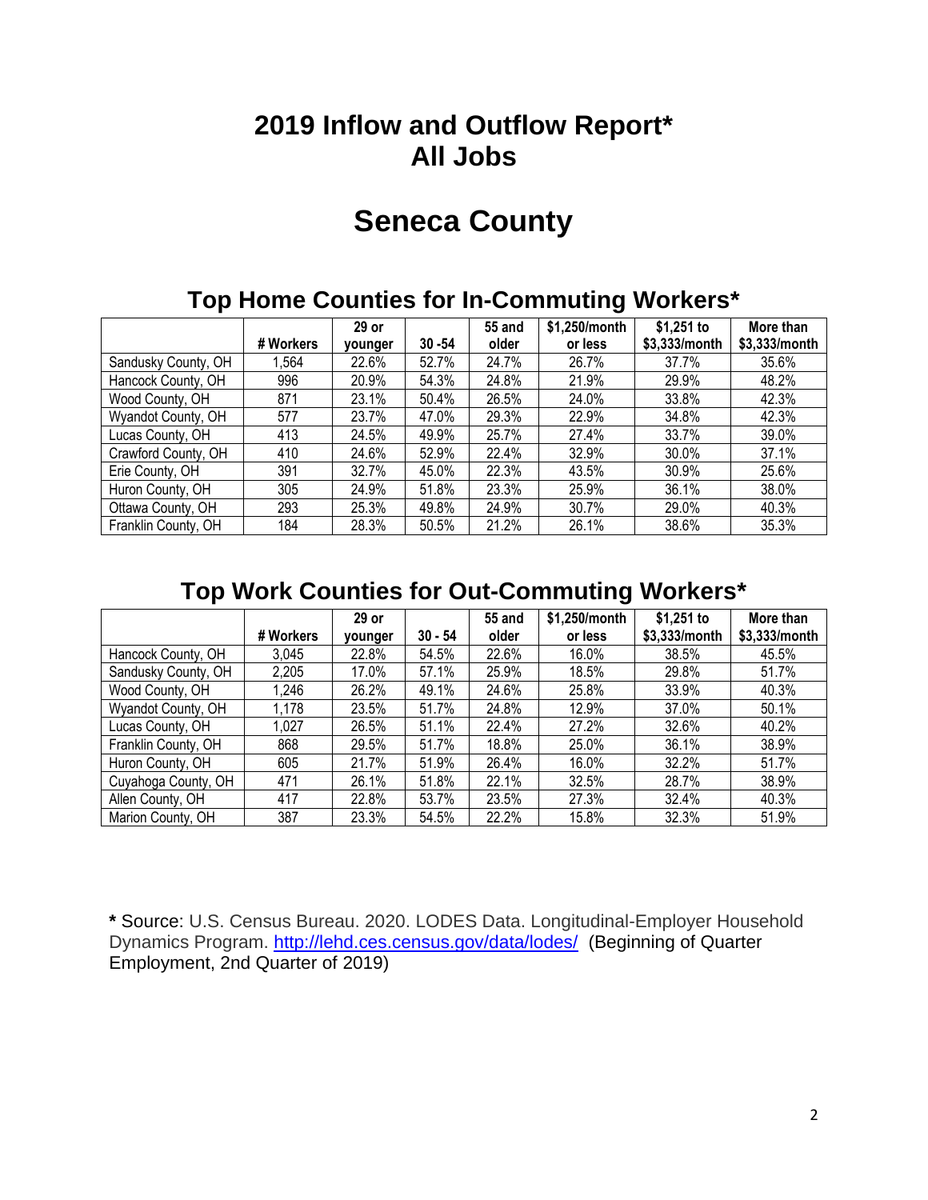# 2019 Inflow and Outflow Report*
# All Jobs

# Seneca County

## Top Home Counties for In-Commuting Workers*

| | # Workers | 29 or younger | 30 -54 | 55 and older | $1,250/month or less | $1,251 to $3,333/month | More than $3,333/month |
|---|---|---|---|---|---|---|---|
| Sandusky County, OH | 1,564 | 22.6% | 52.7% | 24.7% | 26.7% | 37.7% | 35.6% |
| Hancock County, OH | 996 | 20.9% | 54.3% | 24.8% | 21.9% | 29.9% | 48.2% |
| Wood County, OH | 871 | 23.1% | 50.4% | 26.5% | 24.0% | 33.8% | 42.3% |
| Wyandot County, OH | 577 | 23.7% | 47.0% | 29.3% | 22.9% | 34.8% | 42.3% |
| Lucas County, OH | 413 | 24.5% | 49.9% | 25.7% | 27.4% | 33.7% | 39.0% |
| Crawford County, OH | 410 | 24.6% | 52.9% | 22.4% | 32.9% | 30.0% | 37.1% |
| Erie County, OH | 391 | 32.7% | 45.0% | 22.3% | 43.5% | 30.9% | 25.6% |
| Huron County, OH | 305 | 24.9% | 51.8% | 23.3% | 25.9% | 36.1% | 38.0% |
| Ottawa County, OH | 293 | 25.3% | 49.8% | 24.9% | 30.7% | 29.0% | 40.3% |
| Franklin County, OH | 184 | 28.3% | 50.5% | 21.2% | 26.1% | 38.6% | 35.3% |

## Top Work Counties for Out-Commuting Workers*

| | # Workers | 29 or younger | 30 - 54 | 55 and older | $1,250/month or less | $1,251 to $3,333/month | More than $3,333/month |
|---|---|---|---|---|---|---|---|
| Hancock County, OH | 3,045 | 22.8% | 54.5% | 22.6% | 16.0% | 38.5% | 45.5% |
| Sandusky County, OH | 2,205 | 17.0% | 57.1% | 25.9% | 18.5% | 29.8% | 51.7% |
| Wood County, OH | 1,246 | 26.2% | 49.1% | 24.6% | 25.8% | 33.9% | 40.3% |
| Wyandot County, OH | 1,178 | 23.5% | 51.7% | 24.8% | 12.9% | 37.0% | 50.1% |
| Lucas County, OH | 1,027 | 26.5% | 51.1% | 22.4% | 27.2% | 32.6% | 40.2% |
| Franklin County, OH | 868 | 29.5% | 51.7% | 18.8% | 25.0% | 36.1% | 38.9% |
| Huron County, OH | 605 | 21.7% | 51.9% | 26.4% | 16.0% | 32.2% | 51.7% |
| Cuyahoga County, OH | 471 | 26.1% | 51.8% | 22.1% | 32.5% | 28.7% | 38.9% |
| Allen County, OH | 417 | 22.8% | 53.7% | 23.5% | 27.3% | 32.4% | 40.3% |
| Marion County, OH | 387 | 23.3% | 54.5% | 22.2% | 15.8% | 32.3% | 51.9% |

**\*** Source: U.S. Census Bureau. 2020. LODES Data. Longitudinal-Employer Household Dynamics Program. http://lehd.ces.census.gov/data/lodes/ (Beginning of Quarter Employment, 2nd Quarter of 2019)